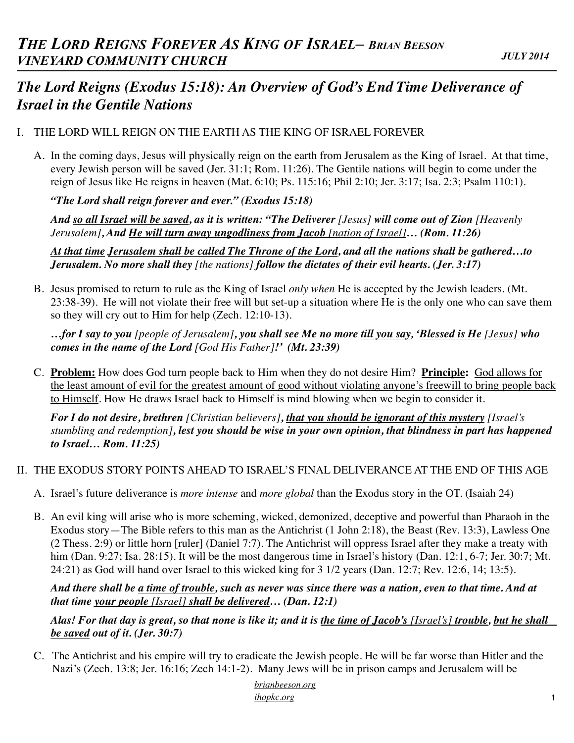# *THE LORD REIGNS FOREVER AS KING OF ISRAEL– BRIAN BEESON*
## *VINEYARD COMMUNITY CHURCH*

*JULY 2014*

## *The Lord Reigns (Exodus 15:18): An Overview of God's End Time Deliverance of Israel in the Gentile Nations*

I. THE LORD WILL REIGN ON THE EARTH AS THE KING OF ISRAEL FOREVER

A. In the coming days, Jesus will physically reign on the earth from Jerusalem as the King of Israel. At that time, every Jewish person will be saved (Jer. 31:1; Rom. 11:26). The Gentile nations will begin to come under the reign of Jesus like He reigns in heaven (Mat. 6:10; Ps. 115:16; Phil 2:10; Jer. 3:17; Isa. 2:3; Psalm 110:1).

***"The Lord shall reign forever and ever." (Exodus 15:18)***

***And <u>so all Israel will be saved</u>, as it is written: "The Deliverer** [Jesus] **will come out of Zion** [Heavenly Jerusalem]**, And <u>He will turn away ungodliness from Jacob</u> <u>[nation of Israel]</u>… (Rom. 11:26)***

***<u>At that time</u> <u>Jerusalem shall be called The Throne of the Lord</u>, and all the nations shall be gathered…to Jerusalem. No more shall they** [the nations] **follow the dictates of their evil hearts. (Jer. 3:17)***

B. Jesus promised to return to rule as the King of Israel *only when* He is accepted by the Jewish leaders. (Mt. 23:38-39). He will not violate their free will but set-up a situation where He is the only one who can save them so they will cry out to Him for help (Zech. 12:10-13).

***…for I say to you** [people of Jerusalem]**, you shall see Me no more <u>till you say</u>, '<u>Blessed is He</u> <u>[Jesus]</u> who comes in the name of the Lord** [God His Father]**!' (Mt. 23:39)***

C. **<u>Problem:</u>** How does God turn people back to Him when they do not desire Him? **<u>Principle</u>:** <u>God allows for the least amount of evil for the greatest amount of good without violating anyone's freewill to bring people back to Himself</u>. How He draws Israel back to Himself is mind blowing when we begin to consider it.

***For I do not desire, brethren** [Christian believers]**, <u>that you should be ignorant of this mystery</u>** [Israel's stumbling and redemption]**, lest you should be wise in your own opinion, that blindness in part has happened to Israel… Rom. 11:25)***

II. THE EXODUS STORY POINTS AHEAD TO ISRAEL'S FINAL DELIVERANCE AT THE END OF THIS AGE

A. Israel's future deliverance is *more intense* and *more global* than the Exodus story in the OT. (Isaiah 24)

B. An evil king will arise who is more scheming, wicked, demonized, deceptive and powerful than Pharaoh in the Exodus story—The Bible refers to this man as the Antichrist (1 John 2:18), the Beast (Rev. 13:3), Lawless One (2 Thess. 2:9) or little horn [ruler] (Daniel 7:7). The Antichrist will oppress Israel after they make a treaty with him (Dan. 9:27; Isa. 28:15). It will be the most dangerous time in Israel's history (Dan. 12:1, 6-7; Jer. 30:7; Mt. 24:21) as God will hand over Israel to this wicked king for 3 1/2 years (Dan. 12:7; Rev. 12:6, 14; 13:5).

***And there shall be <u>a time of trouble</u>, such as never was since there was a nation, even to that time. And at that time <u>your people</u> <u>[Israel]</u> <u>shall be delivered</u>… (Dan. 12:1)***

***Alas! For that day is great, so that none is like it; and it is <u>the time of Jacob's</u> <u>[Israel's]</u> <u>trouble</u>, <u>but he shall be saved</u> out of it. (Jer. 30:7)***

C. The Antichrist and his empire will try to eradicate the Jewish people. He will be far worse than Hitler and the Nazi's (Zech. 13:8; Jer. 16:16; Zech 14:1-2). Many Jews will be in prison camps and Jerusalem will be

*brianbeeson.org*
*ihopkc.org*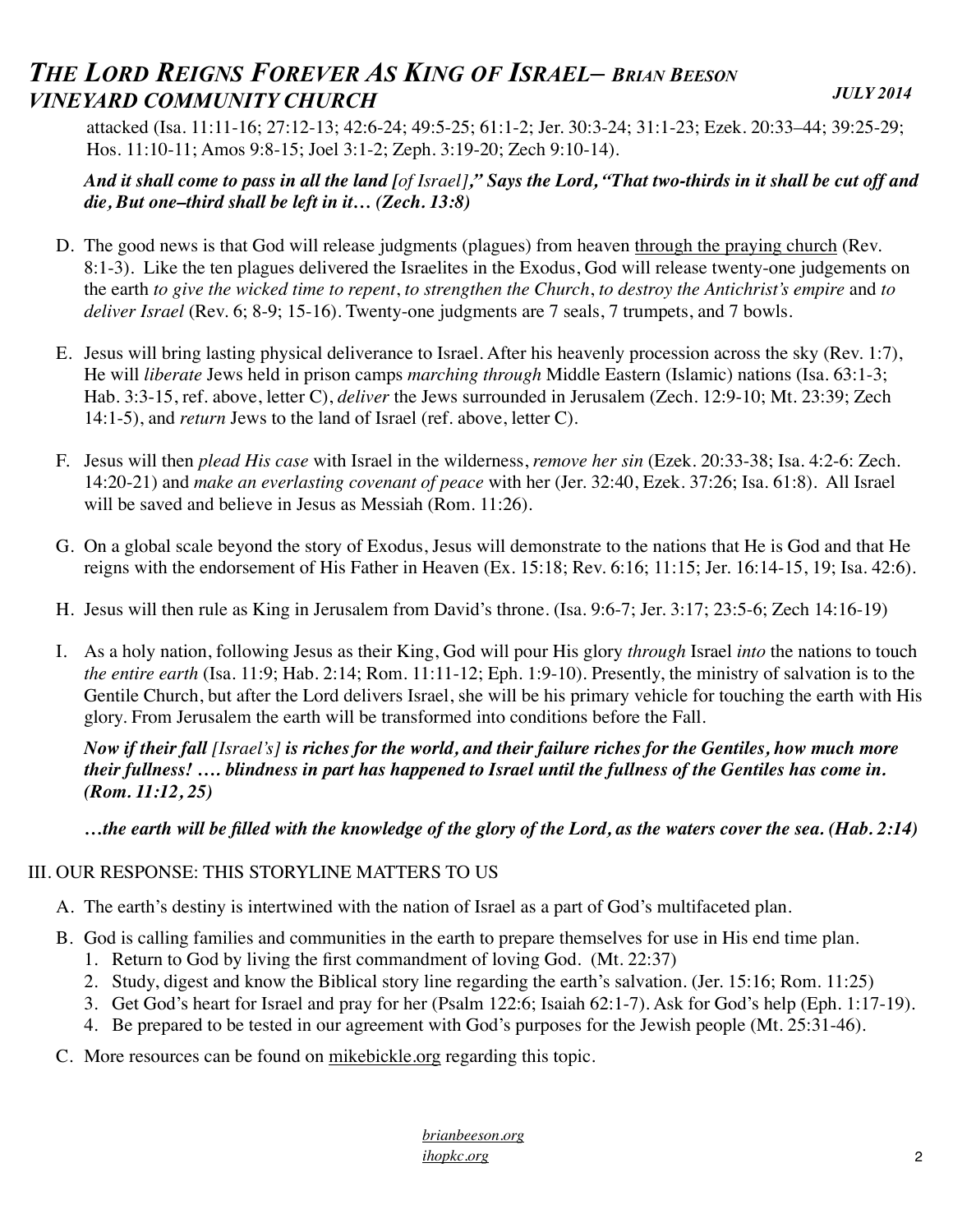attacked (Isa. 11:11-16; 27:12-13; 42:6-24; 49:5-25; 61:1-2; Jer. 30:3-24; 31:1-23; Ezek. 20:33–44; 39:25-29; Hos. 11:10-11; Amos 9:8-15; Joel 3:1-2; Zeph. 3:19-20; Zech 9:10-14).

***And it shall come to pass in all the land [of Israel]," Says the Lord, "That two-thirds in it shall be cut off and die, But one–third shall be left in it… (Zech. 13:8)***

D. The good news is that God will release judgments (plagues) from heaven <u>through the praying church</u> (Rev. 8:1-3). Like the ten plagues delivered the Israelites in the Exodus, God will release twenty-one judgements on the earth *to give the wicked time to repent*, *to strengthen the Church*, *to destroy the Antichrist's empire* and *to deliver Israel* (Rev. 6; 8-9; 15-16). Twenty-one judgments are 7 seals, 7 trumpets, and 7 bowls.

E. Jesus will bring lasting physical deliverance to Israel. After his heavenly procession across the sky (Rev. 1:7), He will *liberate* Jews held in prison camps *marching through* Middle Eastern (Islamic) nations (Isa. 63:1-3; Hab. 3:3-15, ref. above, letter C), *deliver* the Jews surrounded in Jerusalem (Zech. 12:9-10; Mt. 23:39; Zech 14:1-5), and *return* Jews to the land of Israel (ref. above, letter C).

F. Jesus will then *plead His case* with Israel in the wilderness, *remove her sin* (Ezek. 20:33-38; Isa. 4:2-6: Zech. 14:20-21) and *make an everlasting covenant of peace* with her (Jer. 32:40, Ezek. 37:26; Isa. 61:8). All Israel will be saved and believe in Jesus as Messiah (Rom. 11:26).

G. On a global scale beyond the story of Exodus, Jesus will demonstrate to the nations that He is God and that He reigns with the endorsement of His Father in Heaven (Ex. 15:18; Rev. 6:16; 11:15; Jer. 16:14-15, 19; Isa. 42:6).

H. Jesus will then rule as King in Jerusalem from David's throne. (Isa. 9:6-7; Jer. 3:17; 23:5-6; Zech 14:16-19)

I. As a holy nation, following Jesus as their King, God will pour His glory *through* Israel *into* the nations to touch *the entire earth* (Isa. 11:9; Hab. 2:14; Rom. 11:11-12; Eph. 1:9-10). Presently, the ministry of salvation is to the Gentile Church, but after the Lord delivers Israel, she will be his primary vehicle for touching the earth with His glory. From Jerusalem the earth will be transformed into conditions before the Fall.

***Now if their fall [Israel's] is riches for the world, and their failure riches for the Gentiles, how much more their fullness! …. blindness in part has happened to Israel until the fullness of the Gentiles has come in. (Rom. 11:12, 25)***

***…the earth will be filled with the knowledge of the glory of the Lord, as the waters cover the sea. (Hab. 2:14)***

## III. OUR RESPONSE: THIS STORYLINE MATTERS TO US

A. The earth's destiny is intertwined with the nation of Israel as a part of God's multifaceted plan.

B. God is calling families and communities in the earth to prepare themselves for use in His end time plan.
   1. Return to God by living the first commandment of loving God. (Mt. 22:37)
   2. Study, digest and know the Biblical story line regarding the earth's salvation. (Jer. 15:16; Rom. 11:25)
   3. Get God's heart for Israel and pray for her (Psalm 122:6; Isaiah 62:1-7). Ask for God's help (Eph. 1:17-19).
   4. Be prepared to be tested in our agreement with God's purposes for the Jewish people (Mt. 25:31-46).

C. More resources can be found on <u>mikebickle.org</u> regarding this topic.